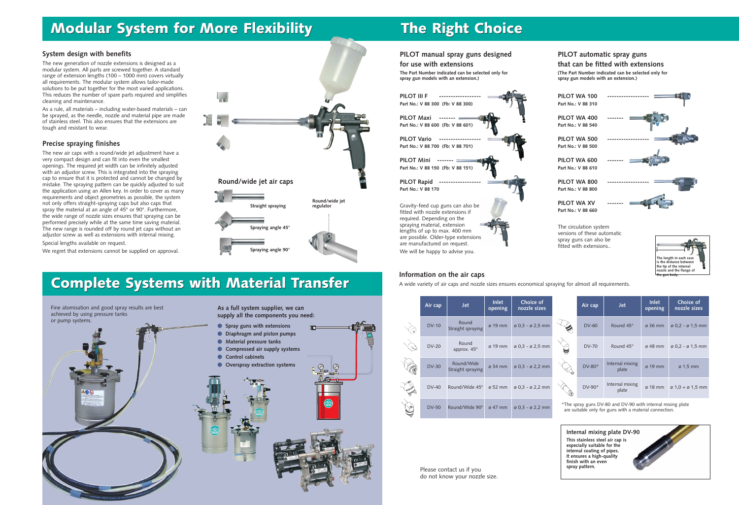# Modular System for More Flexibility

### System design with benefits

The new generation of nozzle extensions is designed as a modular system. All parts are screwed together. A standard range of extension lengths (100 – 1000 mm) covers virtually all requirements. The modular system allows tailor-made solutions to be put together for the most varied applications. This reduces the number of spare parts required and simplifies cleaning and maintenance.

As a rule, all materials – including water-based materials – can be sprayed, as the needle, nozzle and material pipe are made of stainless steel. This also ensures that the extensions are tough and resistant to wear.

### Precise spraying finishes

The new air caps with a round/wide jet adjustment have a very compact design and can fit into even the smallest openings. The required jet width can be infinitely adjusted with an adjustor screw. This is integrated into the spraying cap to ensure that it is protected and cannot be changed by mistake. The spraying pattern can be quickly adjusted to suit the application using an Allen key. In order to cover as many requirements and object geometries as possible, the system not only offers straight-spraying caps but also caps that spray the material at an angle of 45° or 90°. Furthermore, the wide range of nozzle sizes ensures that spraying can be performed precisely while at the same time saving material. The new range is rounded off by round jet caps without an adjustor screw as well as extensions with internal mixing.

Special lengths available on request.

We regret that extensions cannot be supplied on approval.

### Round/wide jet air caps

Straight spraying

Spraying angle 45°

Spraying angle 90°

Round/wide jet regulator

# The Right Choice

### PILOT manual spray guns designed for use with extensions

**The Part Number indicated can be selected only for spray gun models with an extension.)**

**PILOT III F**
**Part No.: V 88 300 (Fb: V 88 300)**

**PILOT Maxi**
**Part No.: V 88 600 (Fb: V 88 601)**

**PILOT Vario**
**Part No.: V 88 700 (Fb: V 88 701)**

**PILOT Mini**
**Part No.: V 88 150 (Fb: V 88 151)**

**PILOT Rapid**
**Part No.: V 88 170**

Gravity-feed cup guns can also be fitted with nozzle extensions if required. Depending on the spraying material, extension lengths of up to max. 400 mm are possible. Older-type extensions are manufactured on request.

We will be happy to advise you.

### PILOT automatic spray guns that can be fitted with extensions

**(The Part Number indicated can be selected only for spray gun models with an extension.)**

**PILOT WA 100**
**Part No.: V 88 310**

**PILOT WA 400**
**Part No.: V 88 540**

**PILOT WA 500**
**Part No.: V 88 500**

**PILOT WA 600**
**Part No.: V 88 610**

**PILOT WA 800**
**Part No.: V 88 800**

**PILOT WA XV**
**Part No.: V 88 660**

The circulation system versions of these automatic spray guns can also be fitted with extensions..

**The length in each case is the distance between the tip of the internal nozzle and the flange of the gun body.**

### Information on the air caps

A wide variety of air caps and nozzle sizes ensures economical spraying for almost all requirements.

| Air cap | Jet | Inlet opening | Choice of nozzle sizes |
|---|---|---|---|
| DV-10 | Round Straight spraying | ø 19 mm | ø 0,3 - ø 2,5 mm |
| DV-20 | Round approx. 45° | ø 19 mm | ø 0,3 - ø 2,5 mm |
| DV-30 | Round/Wide Straight spraying | ø 34 mm | ø 0,3 - ø 2,2 mm |
| DV-40 | Round/Wide 45° | ø 52 mm | ø 0,3 - ø 2,2 mm |
| DV-50 | Round/Wide 90° | ø 47 mm | ø 0,3 - ø 2,2 mm |

| Air cap | Jet | Inlet opening | Choice of nozzle sizes |
|---|---|---|---|
| DV-60 | Round 45° | ø 36 mm | ø 0,2 - ø 1,5 mm |
| DV-70 | Round 45° | ø 48 mm | ø 0,2 - ø 1,5 mm |
| DV-80* | Internal mixing plate | ø 19 mm | ø 1,5 mm |
| DV-90* | Internal mixing plate | ø 18 mm | ø 1,0 + ø 1,5 mm |

*The spray guns DV-80 and DV-90 with internal mixing plate are suitable only for guns with a material connection.

Please contact us if you do not know your nozzle size.

### Internal mixing plate DV-90

**This stainless steel air cap is especially suitable for the internal coating of pipes. It ensures a high-quality finish with an even spray pattern.**

# Complete Systems with Material Transfer

Fine atomisation and good spray results are best achieved by using pressure tanks or pump systems.

**As a full system supplier, we can supply all the components you need:**

- **Spray guns with extensions**
- **Diaphragm and piston pumps**
- **Material pressure tanks**
- **Compressed air supply systems**
- **Control cabinets**
- **Overspray extraction systems**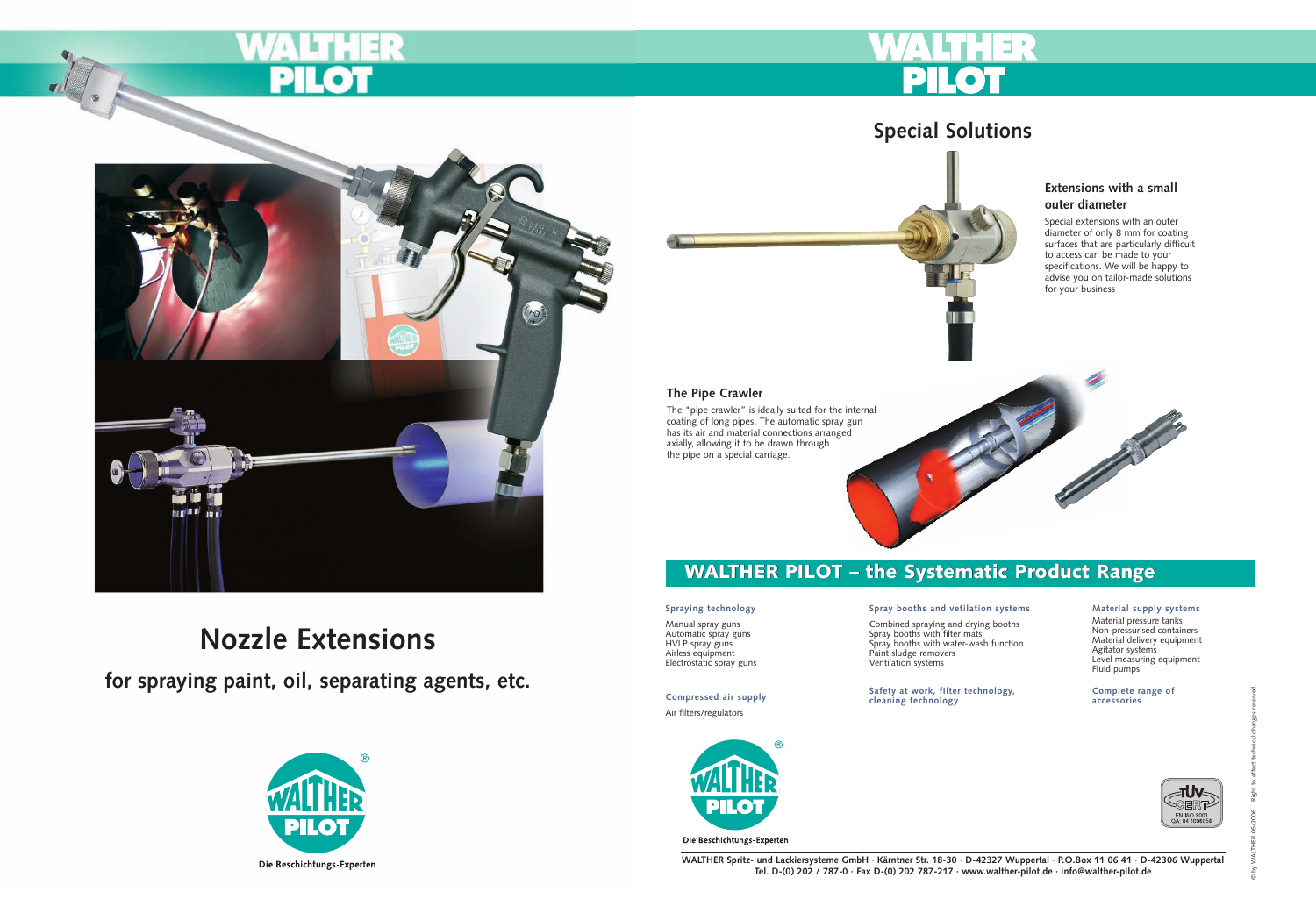# WALTHER PILOT

# Nozzle Extensions

## for spraying paint, oil, separating agents, etc.

Die Beschichtungs-Experten

# WALTHER PILOT

## Special Solutions

### Extensions with a small outer diameter

Special extensions with an outer diameter of only 8 mm for coating surfaces that are particularly difficult to access can be made to your specifications. We will be happy to advise you on tailor-made solutions for your business

### The Pipe Crawler

The "pipe crawler" is ideally suited for the internal coating of long pipes. The automatic spray gun has its air and material connections arranged axially, allowing it to be drawn through the pipe on a special carriage.

## WALTHER PILOT – the Systematic Product Range

**Spraying technology**

Manual spray guns
Automatic spray guns
HVLP spray guns
Airless equipment
Electrostatic spray guns

**Compressed air supply**

Air filters/regulators

**Spray booths and vetilation systems**

Combined spraying and drying booths
Spray booths with filter mats
Spray booths with water-wash function
Paint sludge removers
Ventilation systems

**Safety at work, filter technology, cleaning technology**

**Material supply systems**

Material pressure tanks
Non-pressurised containers
Material delivery equipment
Agitator systems
Level measuring equipment
Fluid pumps

**Complete range of accessories**

Die Beschichtungs-Experten

TÜV CERT EN ISO 9001 QA: 04 1036056

WALTHER Spritz- und Lackiersysteme GmbH · Kärntner Str. 18-30 · D-42327 Wuppertal · P.O.Box 11 06 41 · D-42306 Wuppertal
Tel. D-(0) 202 / 787-0 · Fax D-(0) 202 787-217 · www.walther-pilot.de · info@walther-pilot.de

© by WALTHER 05/2006 Right to effect technical changes reserved.